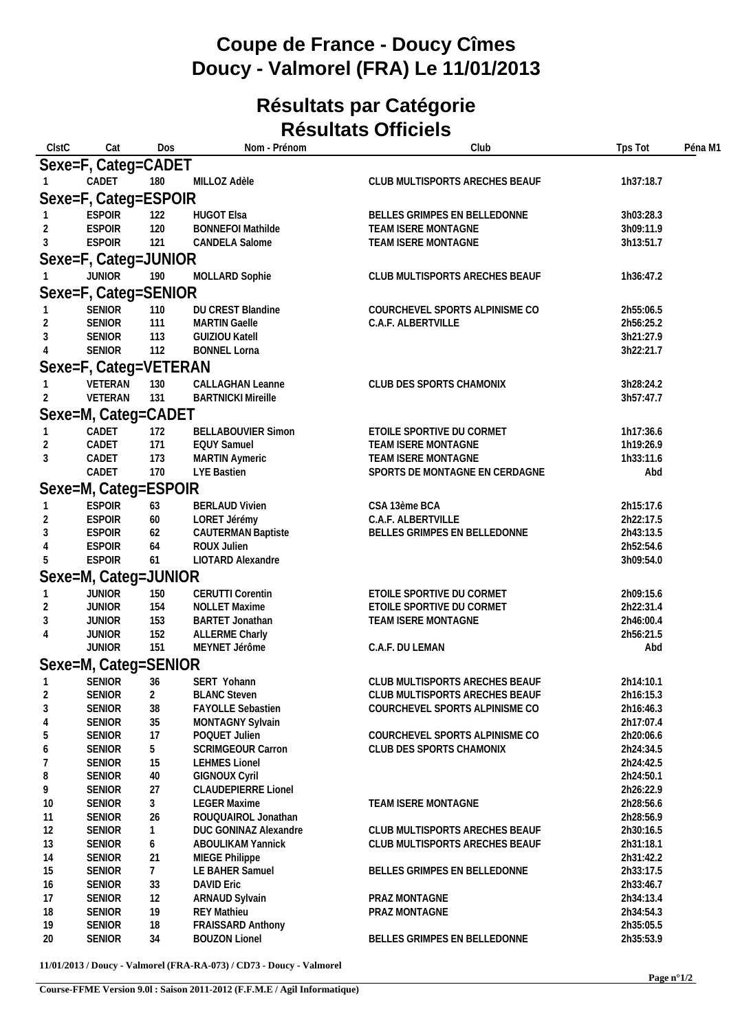# Coupe de France - Doucy Cîmes
# Doucy - Valmorel (FRA) Le 11/01/2013

## Résultats par Catégorie
## Résultats Officiels

| ClstC | Cat | Dos | Nom - Prénom | Club | Tps Tot | Péna M1 |
|---|---|---|---|---|---|---|
| **Sexe=F, Categ=CADET** | | | | | | |
| 1 | CADET | 180 | MILLOZ Adèle | CLUB MULTISPORTS ARECHES BEAUF | 1h37:18.7 | |
| **Sexe=F, Categ=ESPOIR** | | | | | | |
| 1 | ESPOIR | 122 | HUGOT Elsa | BELLES GRIMPES EN BELLEDONNE | 3h03:28.3 | |
| 2 | ESPOIR | 120 | BONNEFOI Mathilde | TEAM ISERE MONTAGNE | 3h09:11.9 | |
| 3 | ESPOIR | 121 | CANDELA Salome | TEAM ISERE MONTAGNE | 3h13:51.7 | |
| **Sexe=F, Categ=JUNIOR** | | | | | | |
| 1 | JUNIOR | 190 | MOLLARD Sophie | CLUB MULTISPORTS ARECHES BEAUF | 1h36:47.2 | |
| **Sexe=F, Categ=SENIOR** | | | | | | |
| 1 | SENIOR | 110 | DU CREST Blandine | COURCHEVEL SPORTS ALPINISME CO | 2h55:06.5 | |
| 2 | SENIOR | 111 | MARTIN Gaelle | C.A.F. ALBERTVILLE | 2h56:25.2 | |
| 3 | SENIOR | 113 | GUIZIOU Katell | | 3h21:27.9 | |
| 4 | SENIOR | 112 | BONNEL Lorna | | 3h22:21.7 | |
| **Sexe=F, Categ=VETERAN** | | | | | | |
| 1 | VETERAN | 130 | CALLAGHAN Leanne | CLUB DES SPORTS CHAMONIX | 3h28:24.2 | |
| 2 | VETERAN | 131 | BARTNICKI Mireille | | 3h57:47.7 | |
| **Sexe=M, Categ=CADET** | | | | | | |
| 1 | CADET | 172 | BELLABOUVIER Simon | ETOILE SPORTIVE DU CORMET | 1h17:36.6 | |
| 2 | CADET | 171 | EQUY Samuel | TEAM ISERE MONTAGNE | 1h19:26.9 | |
| 3 | CADET | 173 | MARTIN Aymeric | TEAM ISERE MONTAGNE | 1h33:11.6 | |
| | CADET | 170 | LYE Bastien | SPORTS DE MONTAGNE EN CERDAGNE | Abd | |
| **Sexe=M, Categ=ESPOIR** | | | | | | |
| 1 | ESPOIR | 63 | BERLAUD Vivien | CSA 13ème BCA | 2h15:17.6 | |
| 2 | ESPOIR | 60 | LORET Jérémy | C.A.F. ALBERTVILLE | 2h22:17.5 | |
| 3 | ESPOIR | 62 | CAUTERMAN Baptiste | BELLES GRIMPES EN BELLEDONNE | 2h43:13.5 | |
| 4 | ESPOIR | 64 | ROUX Julien | | 2h52:54.6 | |
| 5 | ESPOIR | 61 | LIOTARD Alexandre | | 3h09:54.0 | |
| **Sexe=M, Categ=JUNIOR** | | | | | | |
| 1 | JUNIOR | 150 | CERUTTI Corentin | ETOILE SPORTIVE DU CORMET | 2h09:15.6 | |
| 2 | JUNIOR | 154 | NOLLET Maxime | ETOILE SPORTIVE DU CORMET | 2h22:31.4 | |
| 3 | JUNIOR | 153 | BARTET Jonathan | TEAM ISERE MONTAGNE | 2h46:00.4 | |
| 4 | JUNIOR | 152 | ALLERME Charly | | 2h56:21.5 | |
| | JUNIOR | 151 | MEYNET Jérôme | C.A.F. DU LEMAN | Abd | |
| **Sexe=M, Categ=SENIOR** | | | | | | |
| 1 | SENIOR | 36 | SERT Yohann | CLUB MULTISPORTS ARECHES BEAUF | 2h14:10.1 | |
| 2 | SENIOR | 2 | BLANC Steven | CLUB MULTISPORTS ARECHES BEAUF | 2h16:15.3 | |
| 3 | SENIOR | 38 | FAYOLLE Sebastien | COURCHEVEL SPORTS ALPINISME CO | 2h16:46.3 | |
| 4 | SENIOR | 35 | MONTAGNY Sylvain | | 2h17:07.4 | |
| 5 | SENIOR | 17 | POQUET Julien | COURCHEVEL SPORTS ALPINISME CO | 2h20:06.6 | |
| 6 | SENIOR | 5 | SCRIMGEOUR Carron | CLUB DES SPORTS CHAMONIX | 2h24:34.5 | |
| 7 | SENIOR | 15 | LEHMES Lionel | | 2h24:42.5 | |
| 8 | SENIOR | 40 | GIGNOUX Cyril | | 2h24:50.1 | |
| 9 | SENIOR | 27 | CLAUDEPIERRE Lionel | | 2h26:22.9 | |
| 10 | SENIOR | 3 | LEGER Maxime | TEAM ISERE MONTAGNE | 2h28:56.6 | |
| 11 | SENIOR | 26 | ROUQUAIROL Jonathan | | 2h28:56.9 | |
| 12 | SENIOR | 1 | DUC GONINAZ Alexandre | CLUB MULTISPORTS ARECHES BEAUF | 2h30:16.5 | |
| 13 | SENIOR | 6 | ABOULIKAM Yannick | CLUB MULTISPORTS ARECHES BEAUF | 2h31:18.1 | |
| 14 | SENIOR | 21 | MIEGE Philippe | | 2h31:42.2 | |
| 15 | SENIOR | 7 | LE BAHER Samuel | BELLES GRIMPES EN BELLEDONNE | 2h33:17.5 | |
| 16 | SENIOR | 33 | DAVID Eric | | 2h33:46.7 | |
| 17 | SENIOR | 12 | ARNAUD Sylvain | PRAZ MONTAGNE | 2h34:13.4 | |
| 18 | SENIOR | 19 | REY Mathieu | PRAZ MONTAGNE | 2h34:54.3 | |
| 19 | SENIOR | 18 | FRAISSARD Anthony | | 2h35:05.5 | |
| 20 | SENIOR | 34 | BOUZON Lionel | BELLES GRIMPES EN BELLEDONNE | 2h35:53.9 | |

**11/01/2013 / Doucy - Valmorel (FRA-RA-073) / CD73 - Doucy - Valmorel**

**Course-FFME Version 9.0l : Saison 2011-2012 (F.F.M.E / Agil Informatique)**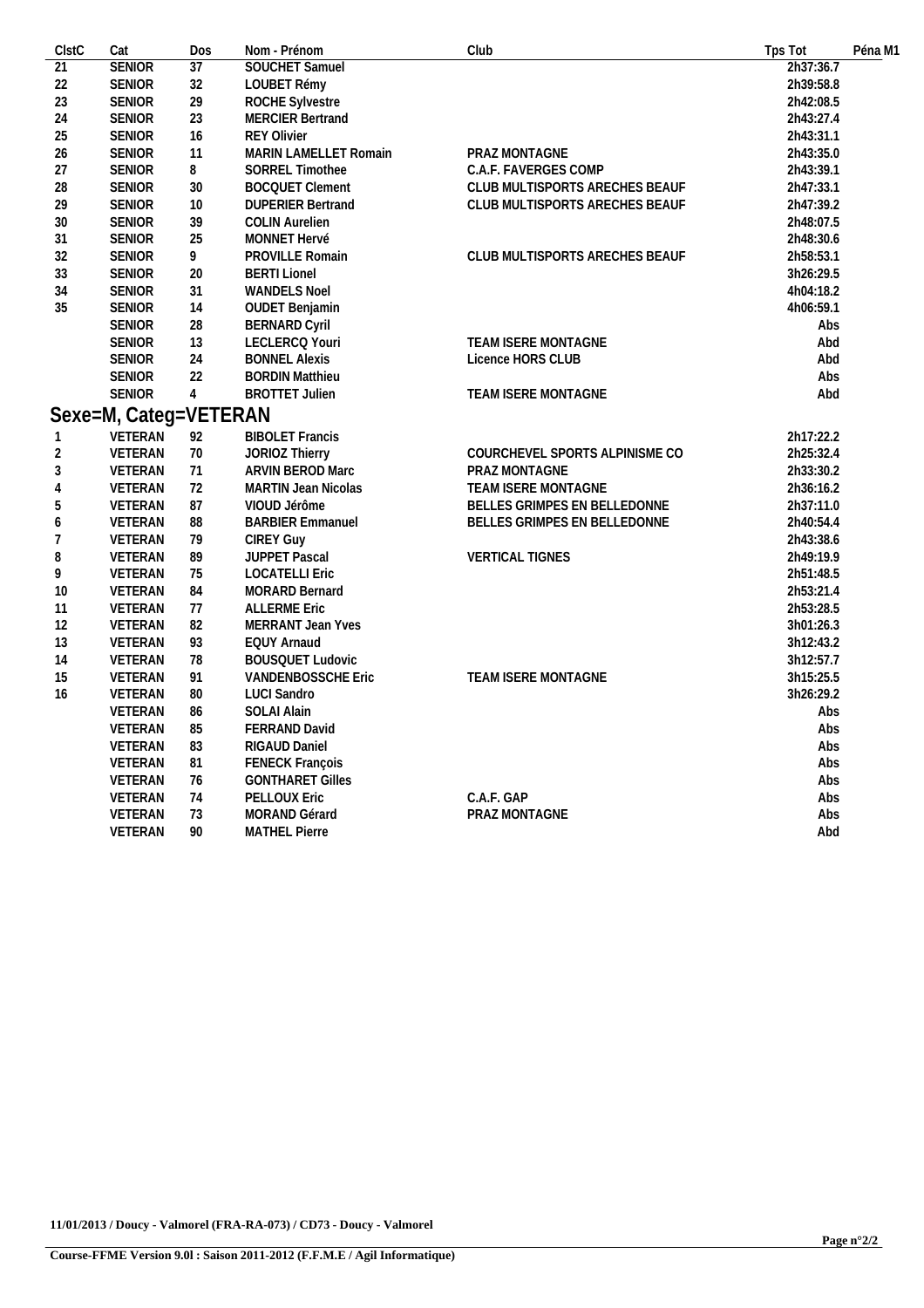| ClstC | Cat | Dos | Nom - Prénom | Club | Tps Tot | Péna M1 |
|---|---|---|---|---|---|---|
| 21 | SENIOR | 37 | SOUCHET Samuel | | 2h37:36.7 | |
| 22 | SENIOR | 32 | LOUBET Rémy | | 2h39:58.8 | |
| 23 | SENIOR | 29 | ROCHE Sylvestre | | 2h42:08.5 | |
| 24 | SENIOR | 23 | MERCIER Bertrand | | 2h43:27.4 | |
| 25 | SENIOR | 16 | REY Olivier | | 2h43:31.1 | |
| 26 | SENIOR | 11 | MARIN LAMELLET Romain | PRAZ MONTAGNE | 2h43:35.0 | |
| 27 | SENIOR | 8 | SORREL Timothee | C.A.F. FAVERGES COMP | 2h43:39.1 | |
| 28 | SENIOR | 30 | BOCQUET Clement | CLUB MULTISPORTS ARECHES BEAUF | 2h47:33.1 | |
| 29 | SENIOR | 10 | DUPERIER Bertrand | CLUB MULTISPORTS ARECHES BEAUF | 2h47:39.2 | |
| 30 | SENIOR | 39 | COLIN Aurelien | | 2h48:07.5 | |
| 31 | SENIOR | 25 | MONNET Hervé | | 2h48:30.6 | |
| 32 | SENIOR | 9 | PROVILLE Romain | CLUB MULTISPORTS ARECHES BEAUF | 2h58:53.1 | |
| 33 | SENIOR | 20 | BERTI Lionel | | 3h26:29.5 | |
| 34 | SENIOR | 31 | WANDELS Noel | | 4h04:18.2 | |
| 35 | SENIOR | 14 | OUDET Benjamin | | 4h06:59.1 | |
| | SENIOR | 28 | BERNARD Cyril | | Abs | |
| | SENIOR | 13 | LECLERCQ Youri | TEAM ISERE MONTAGNE | Abd | |
| | SENIOR | 24 | BONNEL Alexis | Licence HORS CLUB | Abd | |
| | SENIOR | 22 | BORDIN Matthieu | | Abs | |
| | SENIOR | 4 | BROTTET Julien | TEAM ISERE MONTAGNE | Abd | |

## Sexe=M, Categ=VETERAN

| ClstC | Cat | Dos | Nom - Prénom | Club | Tps Tot | Péna M1 |
|---|---|---|---|---|---|---|
| 1 | VETERAN | 92 | BIBOLET Francis | | 2h17:22.2 | |
| 2 | VETERAN | 70 | JORIOZ Thierry | COURCHEVEL SPORTS ALPINISME CO | 2h25:32.4 | |
| 3 | VETERAN | 71 | ARVIN BEROD Marc | PRAZ MONTAGNE | 2h33:30.2 | |
| 4 | VETERAN | 72 | MARTIN Jean Nicolas | TEAM ISERE MONTAGNE | 2h36:16.2 | |
| 5 | VETERAN | 87 | VIOUD Jérôme | BELLES GRIMPES EN BELLEDONNE | 2h37:11.0 | |
| 6 | VETERAN | 88 | BARBIER Emmanuel | BELLES GRIMPES EN BELLEDONNE | 2h40:54.4 | |
| 7 | VETERAN | 79 | CIREY Guy | | 2h43:38.6 | |
| 8 | VETERAN | 89 | JUPPET Pascal | VERTICAL TIGNES | 2h49:19.9 | |
| 9 | VETERAN | 75 | LOCATELLI Eric | | 2h51:48.5 | |
| 10 | VETERAN | 84 | MORARD Bernard | | 2h53:21.4 | |
| 11 | VETERAN | 77 | ALLERME Eric | | 2h53:28.5 | |
| 12 | VETERAN | 82 | MERRANT Jean Yves | | 3h01:26.3 | |
| 13 | VETERAN | 93 | EQUY Arnaud | | 3h12:43.2 | |
| 14 | VETERAN | 78 | BOUSQUET Ludovic | | 3h12:57.7 | |
| 15 | VETERAN | 91 | VANDENBOSSCHE Eric | TEAM ISERE MONTAGNE | 3h15:25.5 | |
| 16 | VETERAN | 80 | LUCI Sandro | | 3h26:29.2 | |
| | VETERAN | 86 | SOLAI Alain | | Abs | |
| | VETERAN | 85 | FERRAND David | | Abs | |
| | VETERAN | 83 | RIGAUD Daniel | | Abs | |
| | VETERAN | 81 | FENECK François | | Abs | |
| | VETERAN | 76 | GONTHARET Gilles | | Abs | |
| | VETERAN | 74 | PELLOUX Eric | C.A.F. GAP | Abs | |
| | VETERAN | 73 | MORAND Gérard | PRAZ MONTAGNE | Abs | |
| | VETERAN | 90 | MATHEL Pierre | | Abd | |